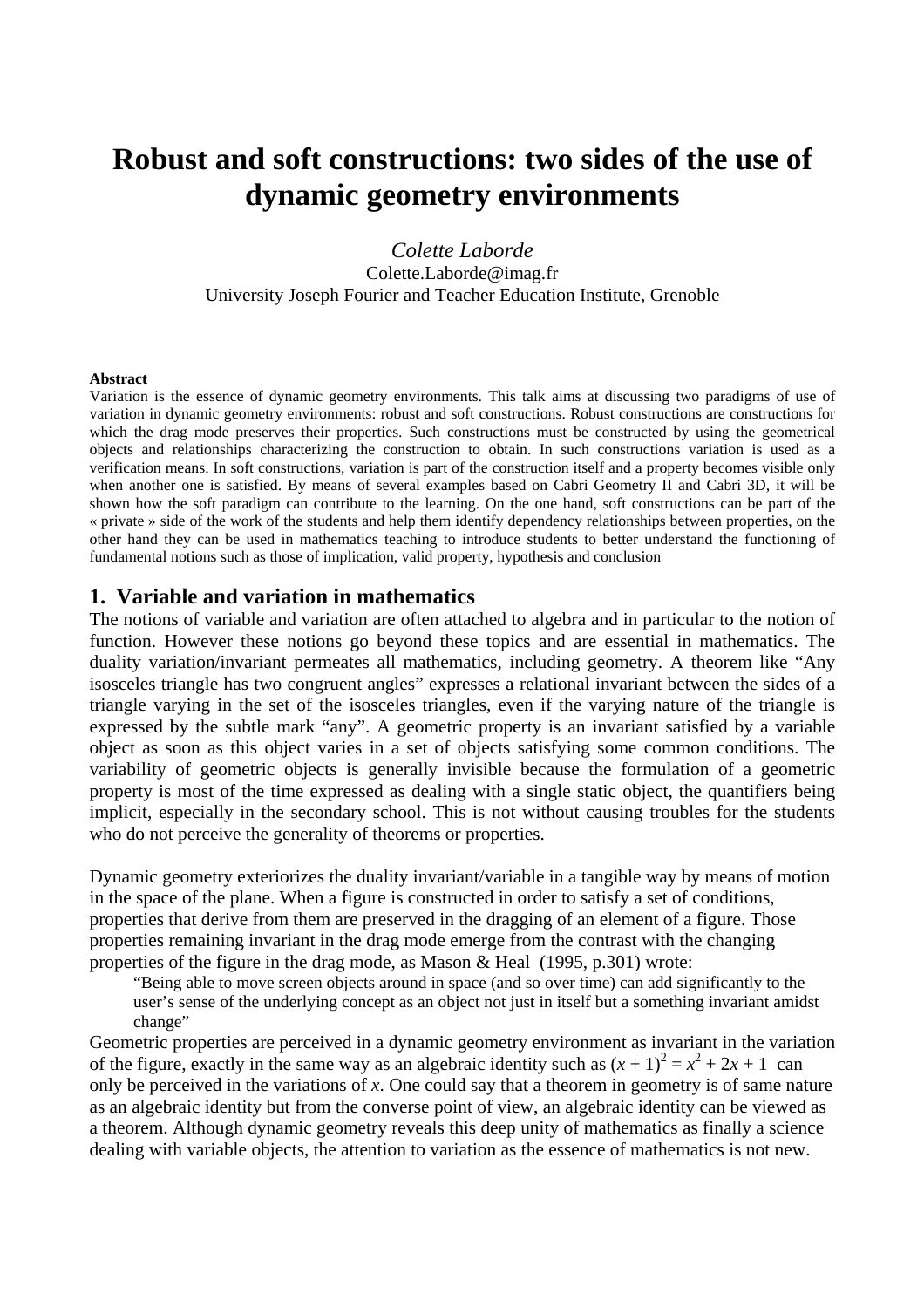# Robust and soft constructions: two sides of the use of dynamic geometry environments

*Colette Laborde*
Colette.Laborde@imag.fr
University Joseph Fourier and Teacher Education Institute, Grenoble

**Abstract**

Variation is the essence of dynamic geometry environments. This talk aims at discussing two paradigms of use of variation in dynamic geometry environments: robust and soft constructions. Robust constructions are constructions for which the drag mode preserves their properties. Such constructions must be constructed by using the geometrical objects and relationships characterizing the construction to obtain. In such constructions variation is used as a verification means. In soft constructions, variation is part of the construction itself and a property becomes visible only when another one is satisfied. By means of several examples based on Cabri Geometry II and Cabri 3D, it will be shown how the soft paradigm can contribute to the learning. On the one hand, soft constructions can be part of the « private » side of the work of the students and help them identify dependency relationships between properties, on the other hand they can be used in mathematics teaching to introduce students to better understand the functioning of fundamental notions such as those of implication, valid property, hypothesis and conclusion

## 1. Variable and variation in mathematics

The notions of variable and variation are often attached to algebra and in particular to the notion of function. However these notions go beyond these topics and are essential in mathematics. The duality variation/invariant permeates all mathematics, including geometry. A theorem like "Any isosceles triangle has two congruent angles" expresses a relational invariant between the sides of a triangle varying in the set of the isosceles triangles, even if the varying nature of the triangle is expressed by the subtle mark "any". A geometric property is an invariant satisfied by a variable object as soon as this object varies in a set of objects satisfying some common conditions. The variability of geometric objects is generally invisible because the formulation of a geometric property is most of the time expressed as dealing with a single static object, the quantifiers being implicit, especially in the secondary school. This is not without causing troubles for the students who do not perceive the generality of theorems or properties.

Dynamic geometry exteriorizes the duality invariant/variable in a tangible way by means of motion in the space of the plane. When a figure is constructed in order to satisfy a set of conditions, properties that derive from them are preserved in the dragging of an element of a figure. Those properties remaining invariant in the drag mode emerge from the contrast with the changing properties of the figure in the drag mode, as Mason & Heal (1995, p.301) wrote:

> "Being able to move screen objects around in space (and so over time) can add significantly to the user's sense of the underlying concept as an object not just in itself but a something invariant amidst change"

Geometric properties are perceived in a dynamic geometry environment as invariant in the variation of the figure, exactly in the same way as an algebraic identity such as $(x + 1)^2 = x^2 + 2x + 1$ can only be perceived in the variations of $x$. One could say that a theorem in geometry is of same nature as an algebraic identity but from the converse point of view, an algebraic identity can be viewed as a theorem. Although dynamic geometry reveals this deep unity of mathematics as finally a science dealing with variable objects, the attention to variation as the essence of mathematics is not new.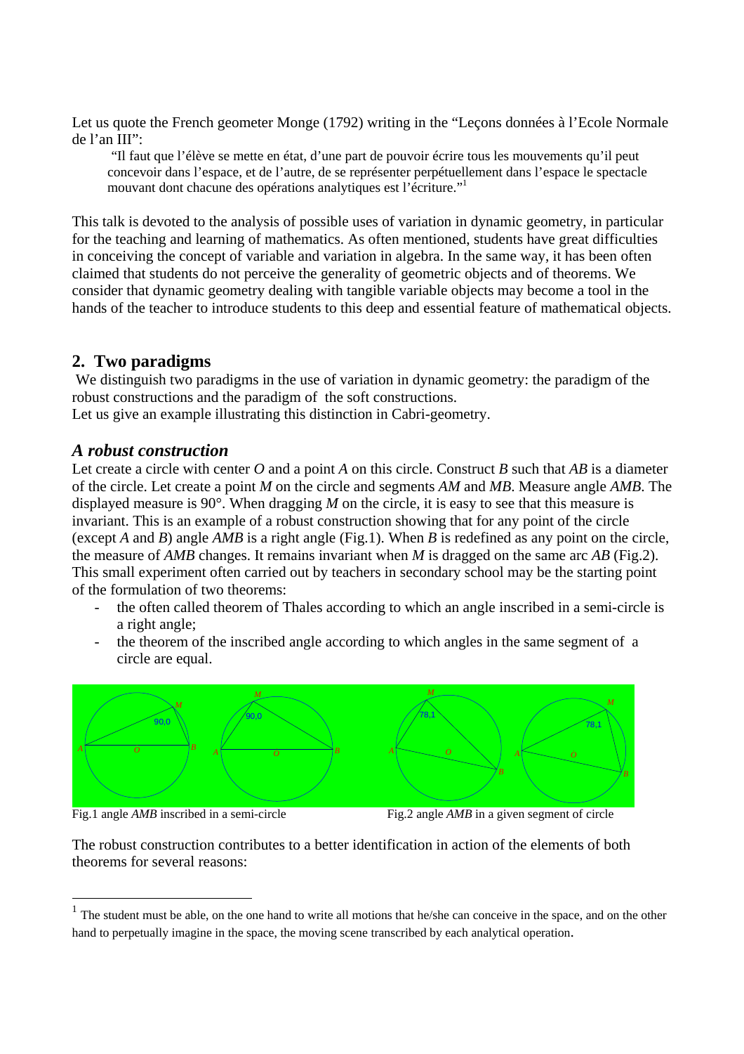Let us quote the French geometer Monge (1792) writing in the "Leçons données à l'Ecole Normale de l'an III":

> "Il faut que l'élève se mette en état, d'une part de pouvoir écrire tous les mouvements qu'il peut concevoir dans l'espace, et de l'autre, de se représenter perpétuellement dans l'espace le spectacle mouvant dont chacune des opérations analytiques est l'écriture."[1]

This talk is devoted to the analysis of possible uses of variation in dynamic geometry, in particular for the teaching and learning of mathematics. As often mentioned, students have great difficulties in conceiving the concept of variable and variation in algebra. In the same way, it has been often claimed that students do not perceive the generality of geometric objects and of theorems. We consider that dynamic geometry dealing with tangible variable objects may become a tool in the hands of the teacher to introduce students to this deep and essential feature of mathematical objects.

## 2. Two paradigms

We distinguish two paradigms in the use of variation in dynamic geometry: the paradigm of the robust constructions and the paradigm of the soft constructions.
Let us give an example illustrating this distinction in Cabri-geometry.

### *A robust construction*

Let create a circle with center *O* and a point *A* on this circle. Construct *B* such that *AB* is a diameter of the circle. Let create a point *M* on the circle and segments *AM* and *MB*. Measure angle *AMB*. The displayed measure is 90°. When dragging *M* on the circle, it is easy to see that this measure is invariant. This is an example of a robust construction showing that for any point of the circle (except *A* and *B*) angle *AMB* is a right angle (Fig.1). When *B* is redefined as any point on the circle, the measure of *AMB* changes. It remains invariant when *M* is dragged on the same arc *AB* (Fig.2). This small experiment often carried out by teachers in secondary school may be the starting point of the formulation of two theorems:

- the often called theorem of Thales according to which an angle inscribed in a semi-circle is a right angle;
- the theorem of the inscribed angle according to which angles in the same segment of a circle are equal.

Fig.1 angle *AMB* inscribed in a semi-circle

Fig.2 angle *AMB* in a given segment of circle

The robust construction contributes to a better identification in action of the elements of both theorems for several reasons:

---

[1] The student must be able, on the one hand to write all motions that he/she can conceive in the space, and on the other hand to perpetually imagine in the space, the moving scene transcribed by each analytical operation.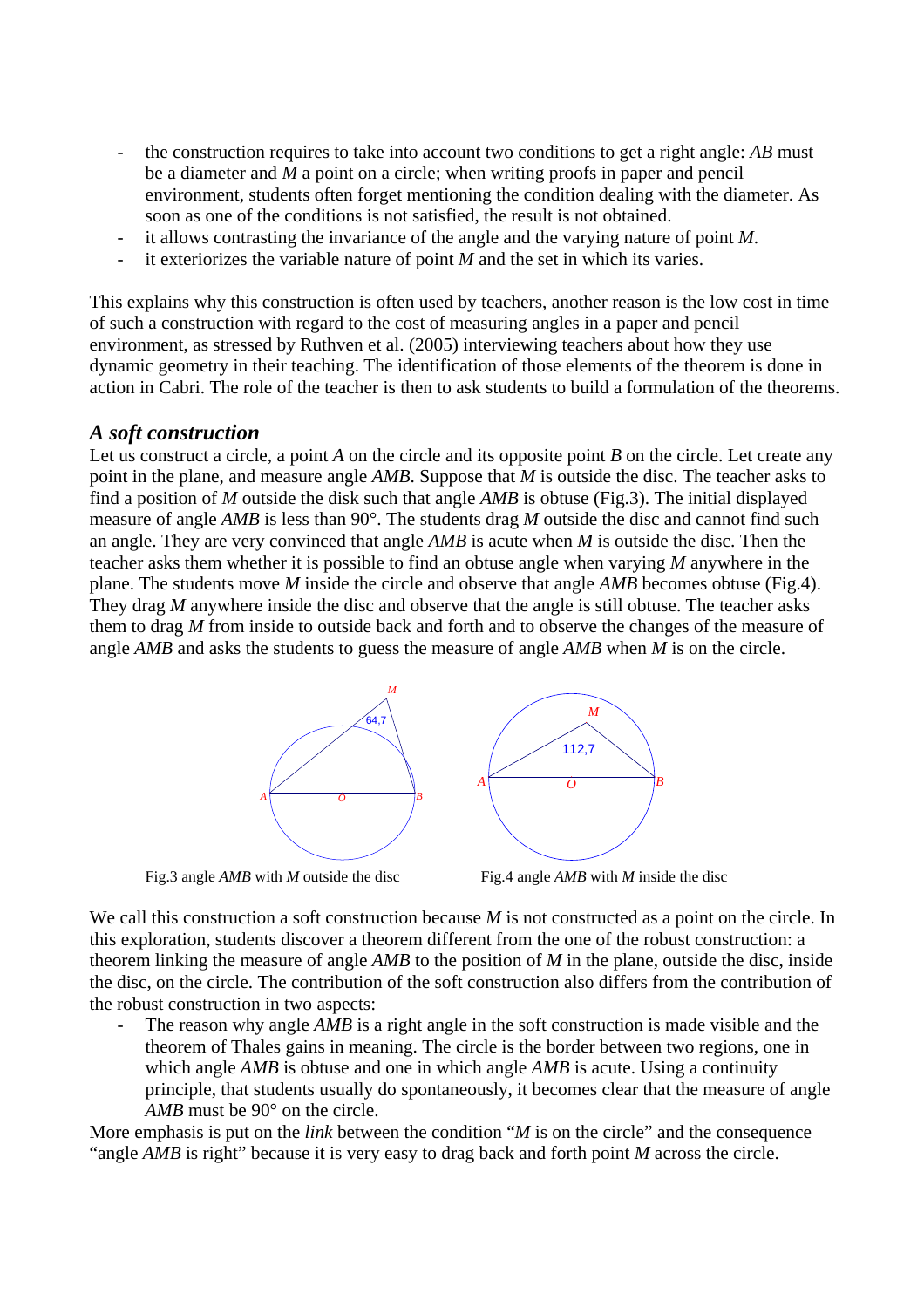- the construction requires to take into account two conditions to get a right angle: *AB* must be a diameter and *M* a point on a circle; when writing proofs in paper and pencil environment, students often forget mentioning the condition dealing with the diameter. As soon as one of the conditions is not satisfied, the result is not obtained.
- it allows contrasting the invariance of the angle and the varying nature of point *M*.
- it exteriorizes the variable nature of point *M* and the set in which its varies.

This explains why this construction is often used by teachers, another reason is the low cost in time of such a construction with regard to the cost of measuring angles in a paper and pencil environment, as stressed by Ruthven et al. (2005) interviewing teachers about how they use dynamic geometry in their teaching. The identification of those elements of the theorem is done in action in Cabri. The role of the teacher is then to ask students to build a formulation of the theorems.

### *A soft construction*

Let us construct a circle, a point *A* on the circle and its opposite point *B* on the circle. Let create any point in the plane, and measure angle *AMB.* Suppose that *M* is outside the disc. The teacher asks to find a position of *M* outside the disk such that angle *AMB* is obtuse (Fig.3). The initial displayed measure of angle *AMB* is less than 90°. The students drag *M* outside the disc and cannot find such an angle. They are very convinced that angle *AMB* is acute when *M* is outside the disc. Then the teacher asks them whether it is possible to find an obtuse angle when varying *M* anywhere in the plane. The students move *M* inside the circle and observe that angle *AMB* becomes obtuse (Fig.4). They drag *M* anywhere inside the disc and observe that the angle is still obtuse. The teacher asks them to drag *M* from inside to outside back and forth and to observe the changes of the measure of angle *AMB* and asks the students to guess the measure of angle *AMB* when *M* is on the circle.

Fig.3 angle *AMB* with *M* outside the disc

Fig.4 angle *AMB* with *M* inside the disc

We call this construction a soft construction because *M* is not constructed as a point on the circle. In this exploration, students discover a theorem different from the one of the robust construction: a theorem linking the measure of angle *AMB* to the position of *M* in the plane, outside the disc, inside the disc, on the circle. The contribution of the soft construction also differs from the contribution of the robust construction in two aspects:

- The reason why angle *AMB* is a right angle in the soft construction is made visible and the theorem of Thales gains in meaning. The circle is the border between two regions, one in which angle *AMB* is obtuse and one in which angle *AMB* is acute. Using a continuity principle, that students usually do spontaneously, it becomes clear that the measure of angle *AMB* must be 90° on the circle.

More emphasis is put on the *link* between the condition "*M* is on the circle" and the consequence "angle *AMB* is right" because it is very easy to drag back and forth point *M* across the circle.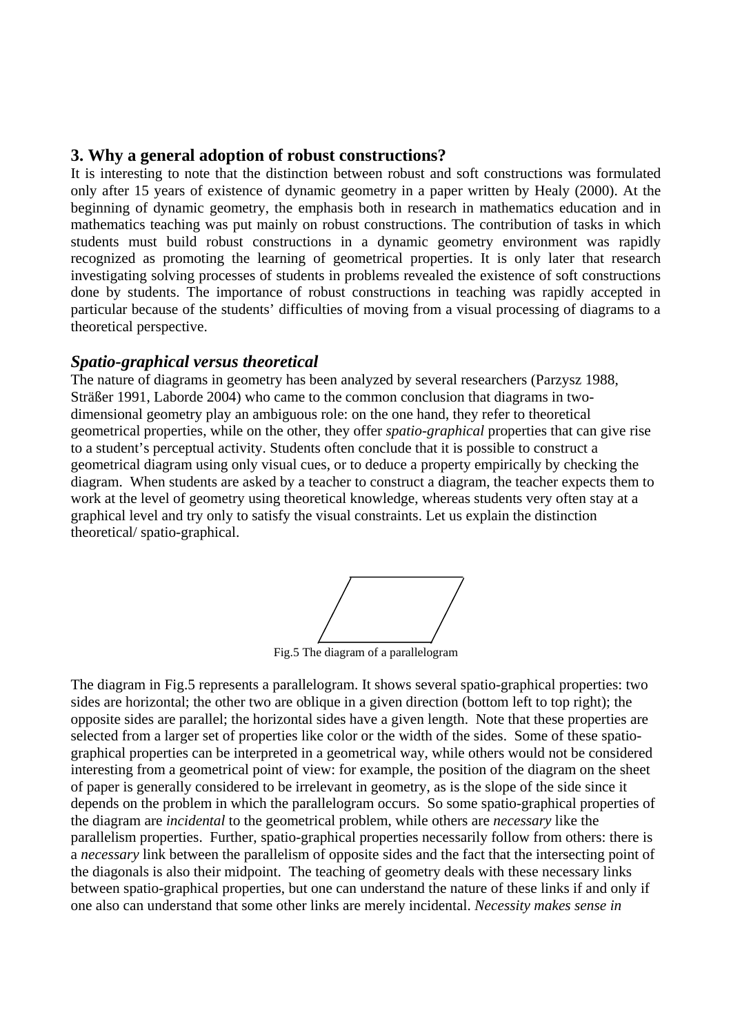## 3. Why a general adoption of robust constructions?

It is interesting to note that the distinction between robust and soft constructions was formulated only after 15 years of existence of dynamic geometry in a paper written by Healy (2000). At the beginning of dynamic geometry, the emphasis both in research in mathematics education and in mathematics teaching was put mainly on robust constructions. The contribution of tasks in which students must build robust constructions in a dynamic geometry environment was rapidly recognized as promoting the learning of geometrical properties. It is only later that research investigating solving processes of students in problems revealed the existence of soft constructions done by students. The importance of robust constructions in teaching was rapidly accepted in particular because of the students' difficulties of moving from a visual processing of diagrams to a theoretical perspective.

### *Spatio-graphical versus theoretical*

The nature of diagrams in geometry has been analyzed by several researchers (Parzysz 1988, Sträßer 1991, Laborde 2004) who came to the common conclusion that diagrams in two-dimensional geometry play an ambiguous role: on the one hand, they refer to theoretical geometrical properties, while on the other, they offer *spatio-graphical* properties that can give rise to a student's perceptual activity. Students often conclude that it is possible to construct a geometrical diagram using only visual cues, or to deduce a property empirically by checking the diagram. When students are asked by a teacher to construct a diagram, the teacher expects them to work at the level of geometry using theoretical knowledge, whereas students very often stay at a graphical level and try only to satisfy the visual constraints. Let us explain the distinction theoretical/ spatio-graphical.

Fig.5 The diagram of a parallelogram

The diagram in Fig.5 represents a parallelogram. It shows several spatio-graphical properties: two sides are horizontal; the other two are oblique in a given direction (bottom left to top right); the opposite sides are parallel; the horizontal sides have a given length. Note that these properties are selected from a larger set of properties like color or the width of the sides. Some of these spatio-graphical properties can be interpreted in a geometrical way, while others would not be considered interesting from a geometrical point of view: for example, the position of the diagram on the sheet of paper is generally considered to be irrelevant in geometry, as is the slope of the side since it depends on the problem in which the parallelogram occurs. So some spatio-graphical properties of the diagram are *incidental* to the geometrical problem, while others are *necessary* like the parallelism properties. Further, spatio-graphical properties necessarily follow from others: there is a *necessary* link between the parallelism of opposite sides and the fact that the intersecting point of the diagonals is also their midpoint. The teaching of geometry deals with these necessary links between spatio-graphical properties, but one can understand the nature of these links if and only if one also can understand that some other links are merely incidental. *Necessity makes sense in*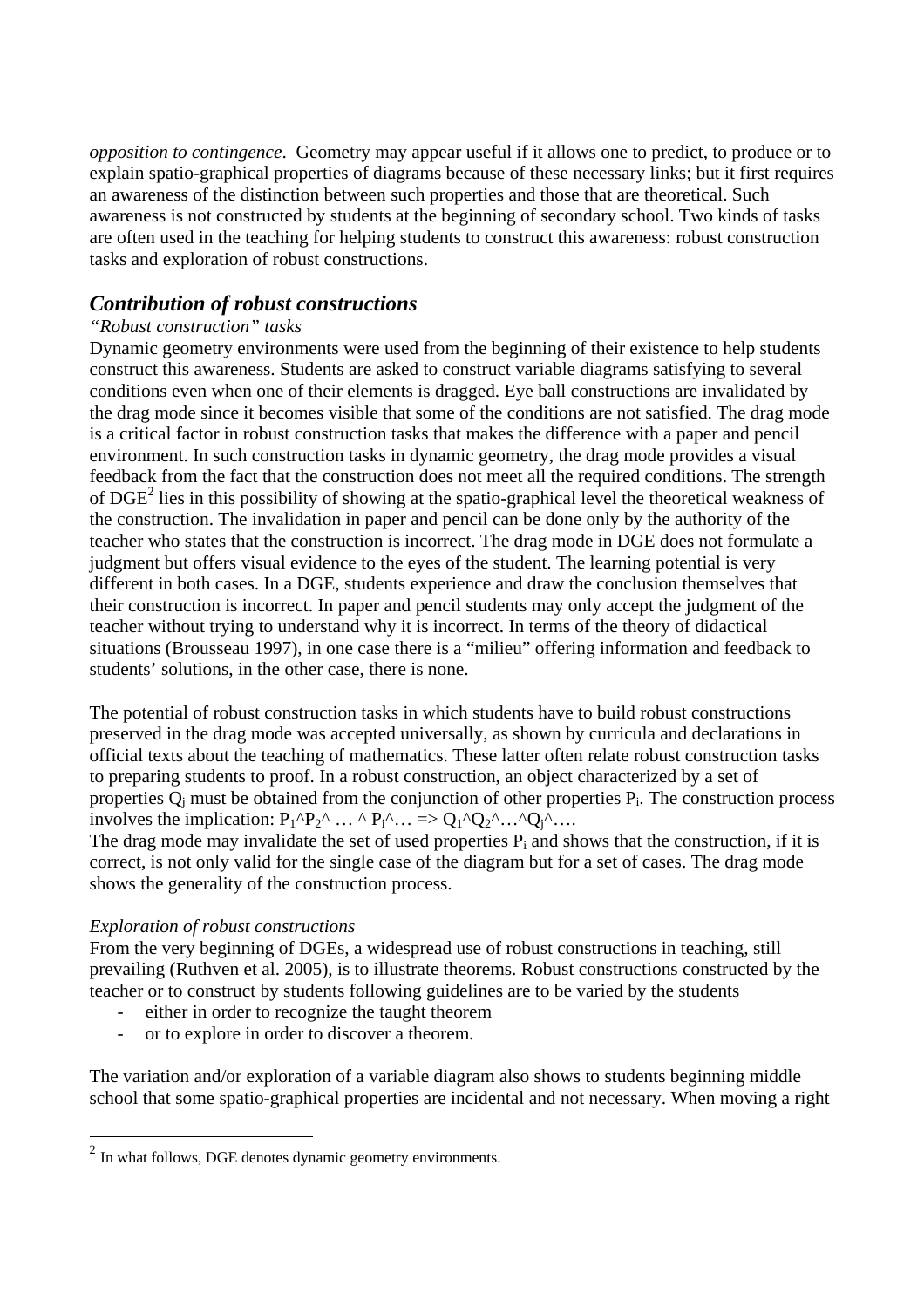*opposition to contingence*. Geometry may appear useful if it allows one to predict, to produce or to explain spatio-graphical properties of diagrams because of these necessary links; but it first requires an awareness of the distinction between such properties and those that are theoretical. Such awareness is not constructed by students at the beginning of secondary school. Two kinds of tasks are often used in the teaching for helping students to construct this awareness: robust construction tasks and exploration of robust constructions.

## *Contribution of robust constructions*

*"Robust construction" tasks*

Dynamic geometry environments were used from the beginning of their existence to help students construct this awareness. Students are asked to construct variable diagrams satisfying to several conditions even when one of their elements is dragged. Eye ball constructions are invalidated by the drag mode since it becomes visible that some of the conditions are not satisfied. The drag mode is a critical factor in robust construction tasks that makes the difference with a paper and pencil environment. In such construction tasks in dynamic geometry, the drag mode provides a visual feedback from the fact that the construction does not meet all the required conditions. The strength of DGE[2] lies in this possibility of showing at the spatio-graphical level the theoretical weakness of the construction. The invalidation in paper and pencil can be done only by the authority of the teacher who states that the construction is incorrect. The drag mode in DGE does not formulate a judgment but offers visual evidence to the eyes of the student. The learning potential is very different in both cases. In a DGE, students experience and draw the conclusion themselves that their construction is incorrect. In paper and pencil students may only accept the judgment of the teacher without trying to understand why it is incorrect. In terms of the theory of didactical situations (Brousseau 1997), in one case there is a "milieu" offering information and feedback to students' solutions, in the other case, there is none.

The potential of robust construction tasks in which students have to build robust constructions preserved in the drag mode was accepted universally, as shown by curricula and declarations in official texts about the teaching of mathematics. These latter often relate robust construction tasks to preparing students to proof. In a robust construction, an object characterized by a set of properties $Q_j$ must be obtained from the conjunction of other properties $P_i$. The construction process involves the implication: $P_1$^$P_2$^ … ^ $P_i$^… => $Q_1$^$Q_2$^…^$Q_j$^….

The drag mode may invalidate the set of used properties $P_i$ and shows that the construction, if it is correct, is not only valid for the single case of the diagram but for a set of cases. The drag mode shows the generality of the construction process.

*Exploration of robust constructions*

From the very beginning of DGEs, a widespread use of robust constructions in teaching, still prevailing (Ruthven et al. 2005), is to illustrate theorems. Robust constructions constructed by the teacher or to construct by students following guidelines are to be varied by the students

- either in order to recognize the taught theorem
- or to explore in order to discover a theorem.

The variation and/or exploration of a variable diagram also shows to students beginning middle school that some spatio-graphical properties are incidental and not necessary. When moving a right

[2] In what follows, DGE denotes dynamic geometry environments.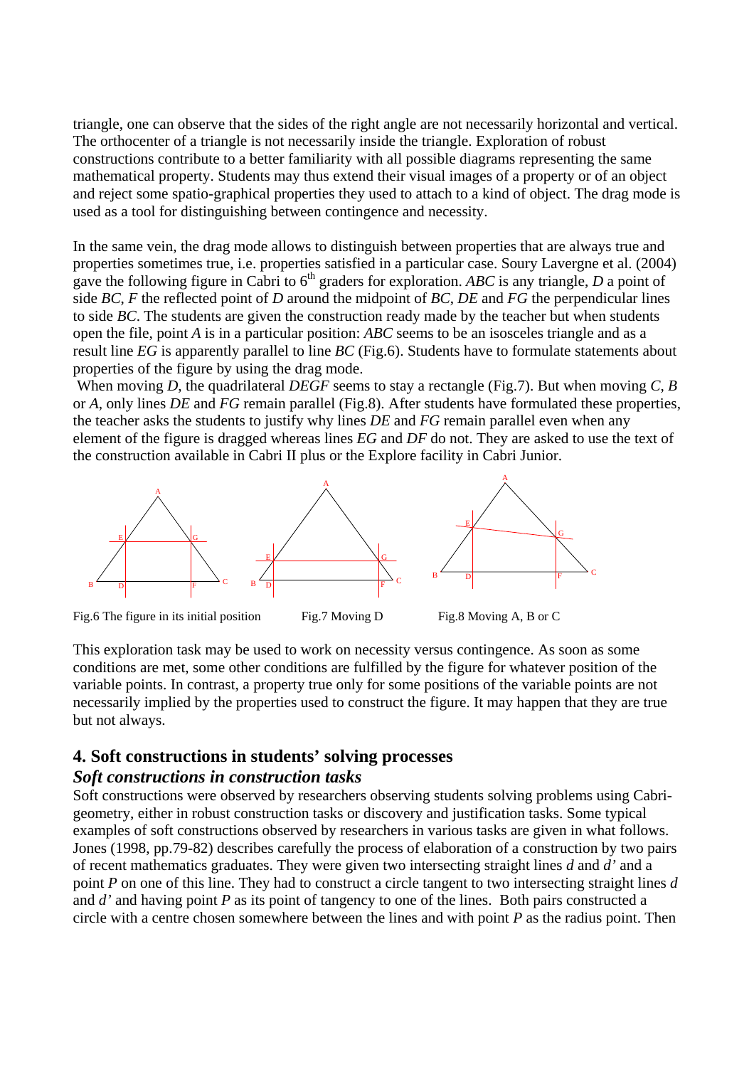triangle, one can observe that the sides of the right angle are not necessarily horizontal and vertical. The orthocenter of a triangle is not necessarily inside the triangle. Exploration of robust constructions contribute to a better familiarity with all possible diagrams representing the same mathematical property. Students may thus extend their visual images of a property or of an object and reject some spatio-graphical properties they used to attach to a kind of object. The drag mode is used as a tool for distinguishing between contingence and necessity.

In the same vein, the drag mode allows to distinguish between properties that are always true and properties sometimes true, i.e. properties satisfied in a particular case. Soury Lavergne et al. (2004) gave the following figure in Cabri to 6th graders for exploration. *ABC* is any triangle, *D* a point of side *BC*, *F* the reflected point of *D* around the midpoint of *BC*, *DE* and *FG* the perpendicular lines to side *BC*. The students are given the construction ready made by the teacher but when students open the file, point *A* is in a particular position: *ABC* seems to be an isosceles triangle and as a result line *EG* is apparently parallel to line *BC* (Fig.6). Students have to formulate statements about properties of the figure by using the drag mode.

When moving *D*, the quadrilateral *DEGF* seems to stay a rectangle (Fig.7). But when moving *C*, *B* or *A*, only lines *DE* and *FG* remain parallel (Fig.8). After students have formulated these properties, the teacher asks the students to justify why lines *DE* and *FG* remain parallel even when any element of the figure is dragged whereas lines *EG* and *DF* do not. They are asked to use the text of the construction available in Cabri II plus or the Explore facility in Cabri Junior.

Fig.6 The figure in its initial position    Fig.7 Moving D    Fig.8 Moving A, B or C

This exploration task may be used to work on necessity versus contingence. As soon as some conditions are met, some other conditions are fulfilled by the figure for whatever position of the variable points. In contrast, a property true only for some positions of the variable points are not necessarily implied by the properties used to construct the figure. It may happen that they are true but not always.

## 4. Soft constructions in students' solving processes

### *Soft constructions in construction tasks*

Soft constructions were observed by researchers observing students solving problems using Cabri-geometry, either in robust construction tasks or discovery and justification tasks. Some typical examples of soft constructions observed by researchers in various tasks are given in what follows. Jones (1998, pp.79-82) describes carefully the process of elaboration of a construction by two pairs of recent mathematics graduates. They were given two intersecting straight lines *d* and *d'* and a point *P* on one of this line. They had to construct a circle tangent to two intersecting straight lines *d* and *d'* and having point *P* as its point of tangency to one of the lines. Both pairs constructed a circle with a centre chosen somewhere between the lines and with point *P* as the radius point. Then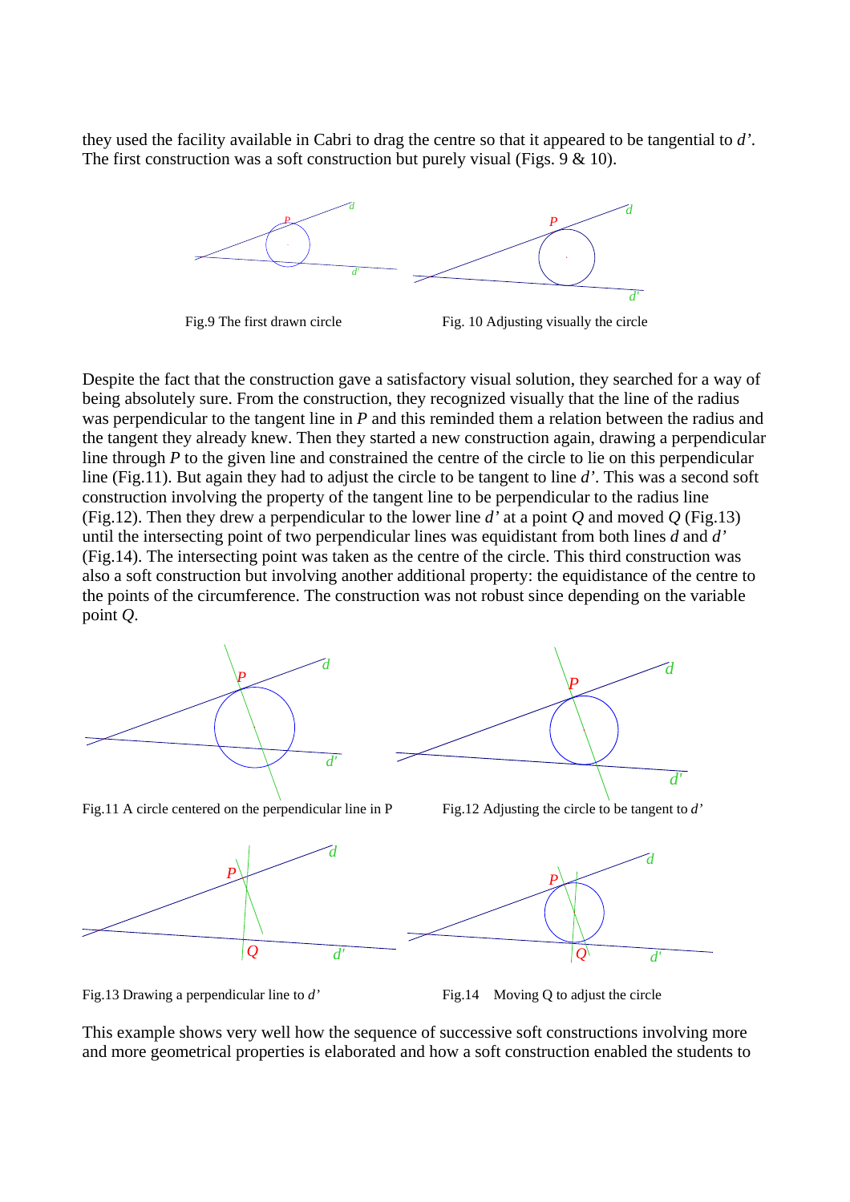they used the facility available in Cabri to drag the centre so that it appeared to be tangential to *d'*. The first construction was a soft construction but purely visual (Figs. 9 & 10).

Fig.9 The first drawn circle

Fig. 10 Adjusting visually the circle

Despite the fact that the construction gave a satisfactory visual solution, they searched for a way of being absolutely sure. From the construction, they recognized visually that the line of the radius was perpendicular to the tangent line in *P* and this reminded them a relation between the radius and the tangent they already knew. Then they started a new construction again, drawing a perpendicular line through *P* to the given line and constrained the centre of the circle to lie on this perpendicular line (Fig.11). But again they had to adjust the circle to be tangent to line *d'*. This was a second soft construction involving the property of the tangent line to be perpendicular to the radius line (Fig.12). Then they drew a perpendicular to the lower line *d'* at a point *Q* and moved *Q* (Fig.13) until the intersecting point of two perpendicular lines was equidistant from both lines *d* and *d'* (Fig.14). The intersecting point was taken as the centre of the circle. This third construction was also a soft construction but involving another additional property: the equidistance of the centre to the points of the circumference. The construction was not robust since depending on the variable point *Q*.

Fig.11 A circle centered on the perpendicular line in P

Fig.12 Adjusting the circle to be tangent to *d'*

Fig.13 Drawing a perpendicular line to *d'*

Fig.14 Moving Q to adjust the circle

This example shows very well how the sequence of successive soft constructions involving more and more geometrical properties is elaborated and how a soft construction enabled the students to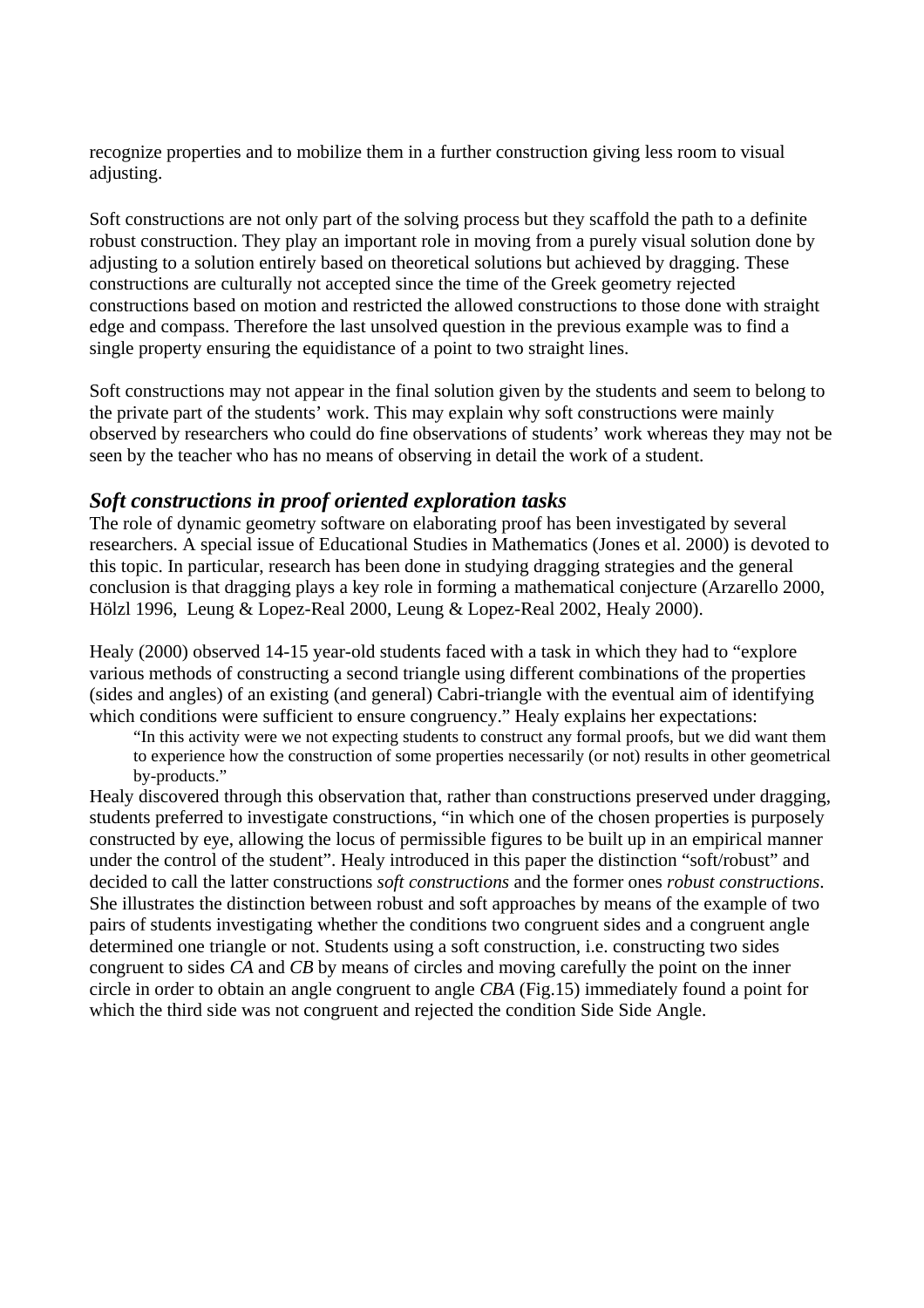recognize properties and to mobilize them in a further construction giving less room to visual adjusting.

Soft constructions are not only part of the solving process but they scaffold the path to a definite robust construction. They play an important role in moving from a purely visual solution done by adjusting to a solution entirely based on theoretical solutions but achieved by dragging. These constructions are culturally not accepted since the time of the Greek geometry rejected constructions based on motion and restricted the allowed constructions to those done with straight edge and compass. Therefore the last unsolved question in the previous example was to find a single property ensuring the equidistance of a point to two straight lines.

Soft constructions may not appear in the final solution given by the students and seem to belong to the private part of the students' work. This may explain why soft constructions were mainly observed by researchers who could do fine observations of students' work whereas they may not be seen by the teacher who has no means of observing in detail the work of a student.

### *Soft constructions in proof oriented exploration tasks*

The role of dynamic geometry software on elaborating proof has been investigated by several researchers. A special issue of Educational Studies in Mathematics (Jones et al. 2000) is devoted to this topic. In particular, research has been done in studying dragging strategies and the general conclusion is that dragging plays a key role in forming a mathematical conjecture (Arzarello 2000, Hölzl 1996, Leung & Lopez-Real 2000, Leung & Lopez-Real 2002, Healy 2000).

Healy (2000) observed 14-15 year-old students faced with a task in which they had to "explore various methods of constructing a second triangle using different combinations of the properties (sides and angles) of an existing (and general) Cabri-triangle with the eventual aim of identifying which conditions were sufficient to ensure congruency." Healy explains her expectations:

> "In this activity were we not expecting students to construct any formal proofs, but we did want them to experience how the construction of some properties necessarily (or not) results in other geometrical by-products."

Healy discovered through this observation that, rather than constructions preserved under dragging, students preferred to investigate constructions, "in which one of the chosen properties is purposely constructed by eye, allowing the locus of permissible figures to be built up in an empirical manner under the control of the student". Healy introduced in this paper the distinction "soft/robust" and decided to call the latter constructions *soft constructions* and the former ones *robust constructions*. She illustrates the distinction between robust and soft approaches by means of the example of two pairs of students investigating whether the conditions two congruent sides and a congruent angle determined one triangle or not. Students using a soft construction, i.e. constructing two sides congruent to sides *CA* and *CB* by means of circles and moving carefully the point on the inner circle in order to obtain an angle congruent to angle *CBA* (Fig.15) immediately found a point for which the third side was not congruent and rejected the condition Side Side Angle.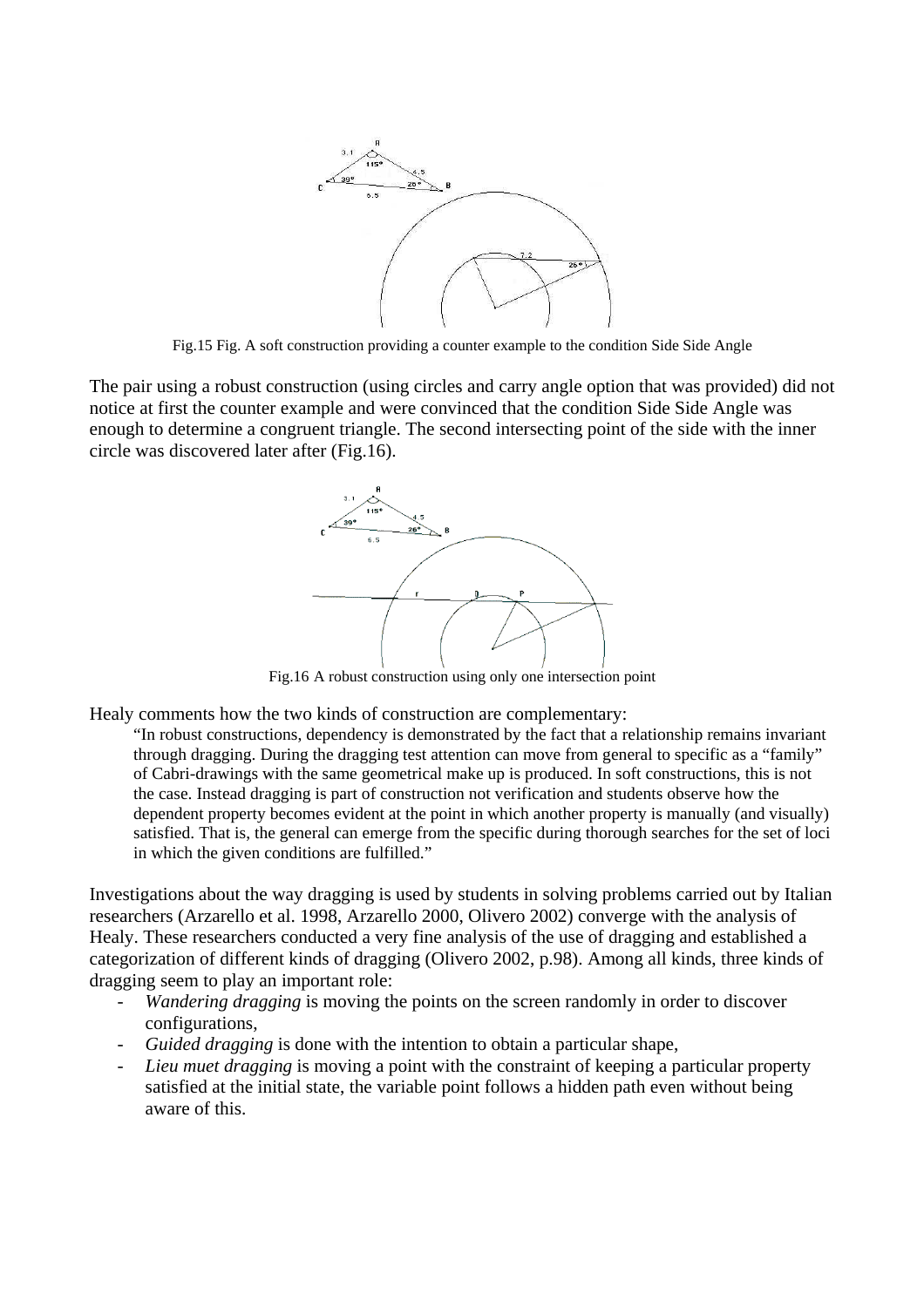Fig.15 Fig. A soft construction providing a counter example to the condition Side Side Angle

The pair using a robust construction (using circles and carry angle option that was provided) did not notice at first the counter example and were convinced that the condition Side Side Angle was enough to determine a congruent triangle. The second intersecting point of the side with the inner circle was discovered later after (Fig.16).

Fig.16 A robust construction using only one intersection point

Healy comments how the two kinds of construction are complementary:

> "In robust constructions, dependency is demonstrated by the fact that a relationship remains invariant through dragging. During the dragging test attention can move from general to specific as a "family" of Cabri-drawings with the same geometrical make up is produced. In soft constructions, this is not the case. Instead dragging is part of construction not verification and students observe how the dependent property becomes evident at the point in which another property is manually (and visually) satisfied. That is, the general can emerge from the specific during thorough searches for the set of loci in which the given conditions are fulfilled."

Investigations about the way dragging is used by students in solving problems carried out by Italian researchers (Arzarello et al. 1998, Arzarello 2000, Olivero 2002) converge with the analysis of Healy. These researchers conducted a very fine analysis of the use of dragging and established a categorization of different kinds of dragging (Olivero 2002, p.98). Among all kinds, three kinds of dragging seem to play an important role:

- *Wandering dragging* is moving the points on the screen randomly in order to discover configurations,
- *Guided dragging* is done with the intention to obtain a particular shape,
- *Lieu muet dragging* is moving a point with the constraint of keeping a particular property satisfied at the initial state, the variable point follows a hidden path even without being aware of this.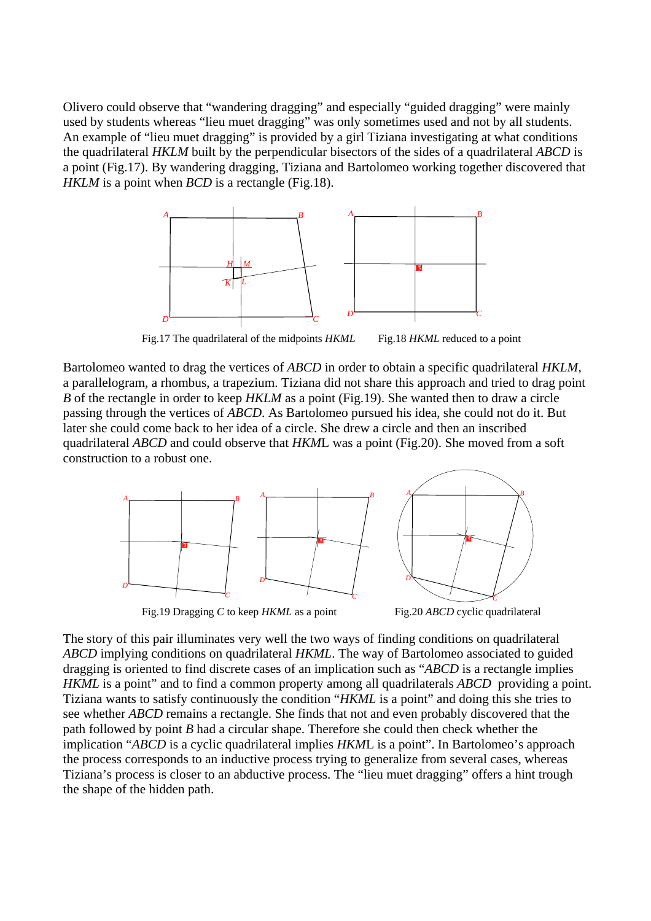Olivero could observe that "wandering dragging" and especially "guided dragging" were mainly used by students whereas "lieu muet dragging" was only sometimes used and not by all students. An example of "lieu muet dragging" is provided by a girl Tiziana investigating at what conditions the quadrilateral *HKLM* built by the perpendicular bisectors of the sides of a quadrilateral *ABCD* is a point (Fig.17). By wandering dragging, Tiziana and Bartolomeo working together discovered that *HKLM* is a point when *BCD* is a rectangle (Fig.18).

Fig.17 The quadrilateral of the midpoints *HKML*  Fig.18 *HKML* reduced to a point

Bartolomeo wanted to drag the vertices of *ABCD* in order to obtain a specific quadrilateral *HKLM*, a parallelogram, a rhombus, a trapezium. Tiziana did not share this approach and tried to drag point *B* of the rectangle in order to keep *HKLM* as a point (Fig.19). She wanted then to draw a circle passing through the vertices of *ABCD*. As Bartolomeo pursued his idea, she could not do it. But later she could come back to her idea of a circle. She drew a circle and then an inscribed quadrilateral *ABCD* and could observe that *HKM*L was a point (Fig.20). She moved from a soft construction to a robust one.

Fig.19 Dragging *C* to keep *HKML* as a point  Fig.20 *ABCD* cyclic quadrilateral

The story of this pair illuminates very well the two ways of finding conditions on quadrilateral *ABCD* implying conditions on quadrilateral *HKML*. The way of Bartolomeo associated to guided dragging is oriented to find discrete cases of an implication such as "*ABCD* is a rectangle implies *HKML* is a point" and to find a common property among all quadrilaterals *ABCD* providing a point. Tiziana wants to satisfy continuously the condition "*HKML* is a point" and doing this she tries to see whether *ABCD* remains a rectangle. She finds that not and even probably discovered that the path followed by point *B* had a circular shape. Therefore she could then check whether the implication "*ABCD* is a cyclic quadrilateral implies *HKM*L is a point". In Bartolomeo's approach the process corresponds to an inductive process trying to generalize from several cases, whereas Tiziana's process is closer to an abductive process. The "lieu muet dragging" offers a hint trough the shape of the hidden path.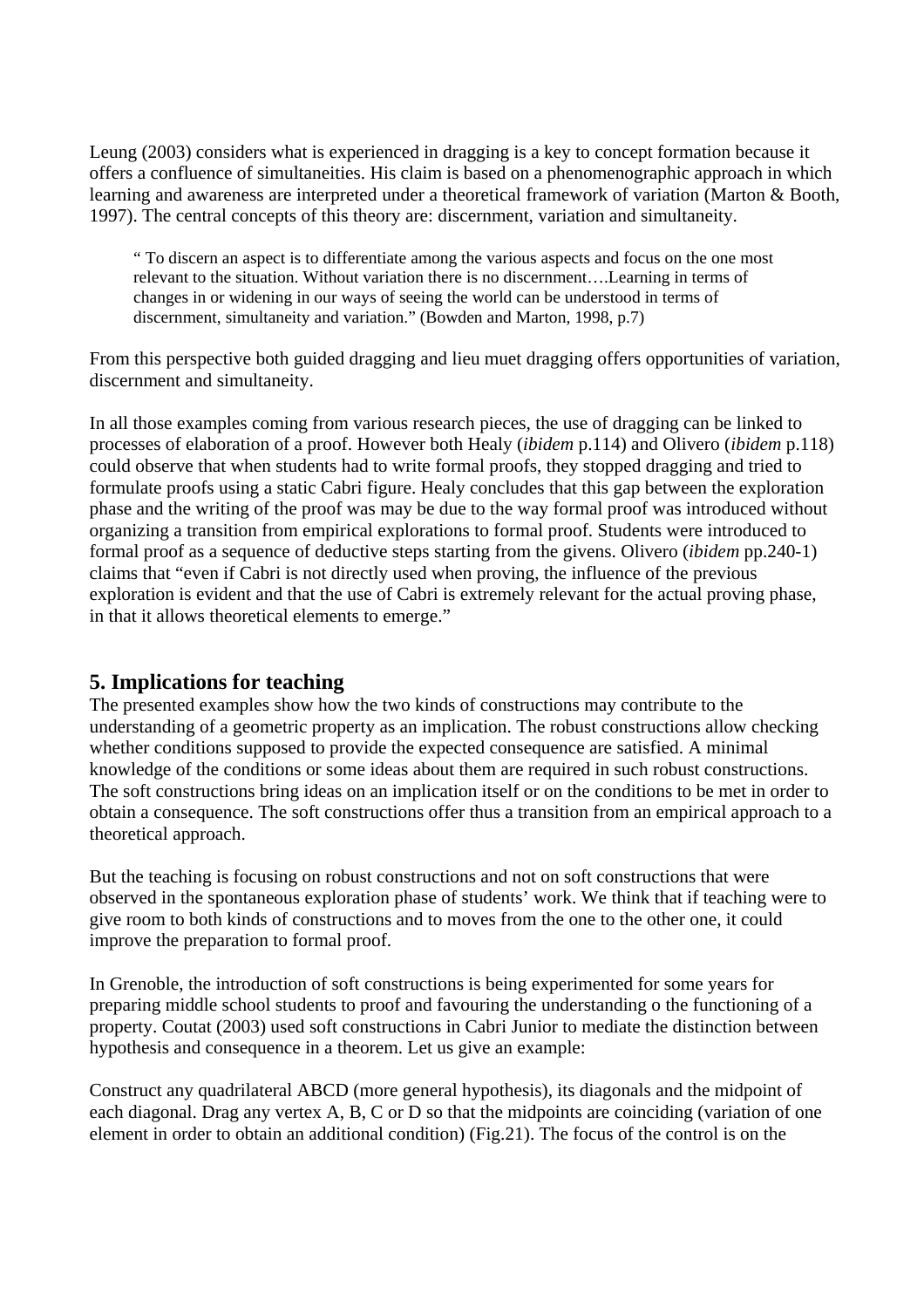Leung (2003) considers what is experienced in dragging is a key to concept formation because it offers a confluence of simultaneities. His claim is based on a phenomenographic approach in which learning and awareness are interpreted under a theoretical framework of variation (Marton & Booth, 1997). The central concepts of this theory are: discernment, variation and simultaneity.

> " To discern an aspect is to differentiate among the various aspects and focus on the one most relevant to the situation. Without variation there is no discernment….Learning in terms of changes in or widening in our ways of seeing the world can be understood in terms of discernment, simultaneity and variation." (Bowden and Marton, 1998, p.7)

From this perspective both guided dragging and lieu muet dragging offers opportunities of variation, discernment and simultaneity.

In all those examples coming from various research pieces, the use of dragging can be linked to processes of elaboration of a proof. However both Healy (*ibidem* p.114) and Olivero (*ibidem* p.118) could observe that when students had to write formal proofs, they stopped dragging and tried to formulate proofs using a static Cabri figure. Healy concludes that this gap between the exploration phase and the writing of the proof was may be due to the way formal proof was introduced without organizing a transition from empirical explorations to formal proof. Students were introduced to formal proof as a sequence of deductive steps starting from the givens. Olivero (*ibidem* pp.240-1) claims that "even if Cabri is not directly used when proving, the influence of the previous exploration is evident and that the use of Cabri is extremely relevant for the actual proving phase, in that it allows theoretical elements to emerge."

## 5. Implications for teaching

The presented examples show how the two kinds of constructions may contribute to the understanding of a geometric property as an implication. The robust constructions allow checking whether conditions supposed to provide the expected consequence are satisfied. A minimal knowledge of the conditions or some ideas about them are required in such robust constructions. The soft constructions bring ideas on an implication itself or on the conditions to be met in order to obtain a consequence. The soft constructions offer thus a transition from an empirical approach to a theoretical approach.

But the teaching is focusing on robust constructions and not on soft constructions that were observed in the spontaneous exploration phase of students' work. We think that if teaching were to give room to both kinds of constructions and to moves from the one to the other one, it could improve the preparation to formal proof.

In Grenoble, the introduction of soft constructions is being experimented for some years for preparing middle school students to proof and favouring the understanding o the functioning of a property. Coutat (2003) used soft constructions in Cabri Junior to mediate the distinction between hypothesis and consequence in a theorem. Let us give an example:

Construct any quadrilateral ABCD (more general hypothesis), its diagonals and the midpoint of each diagonal. Drag any vertex A, B, C or D so that the midpoints are coinciding (variation of one element in order to obtain an additional condition) (Fig.21). The focus of the control is on the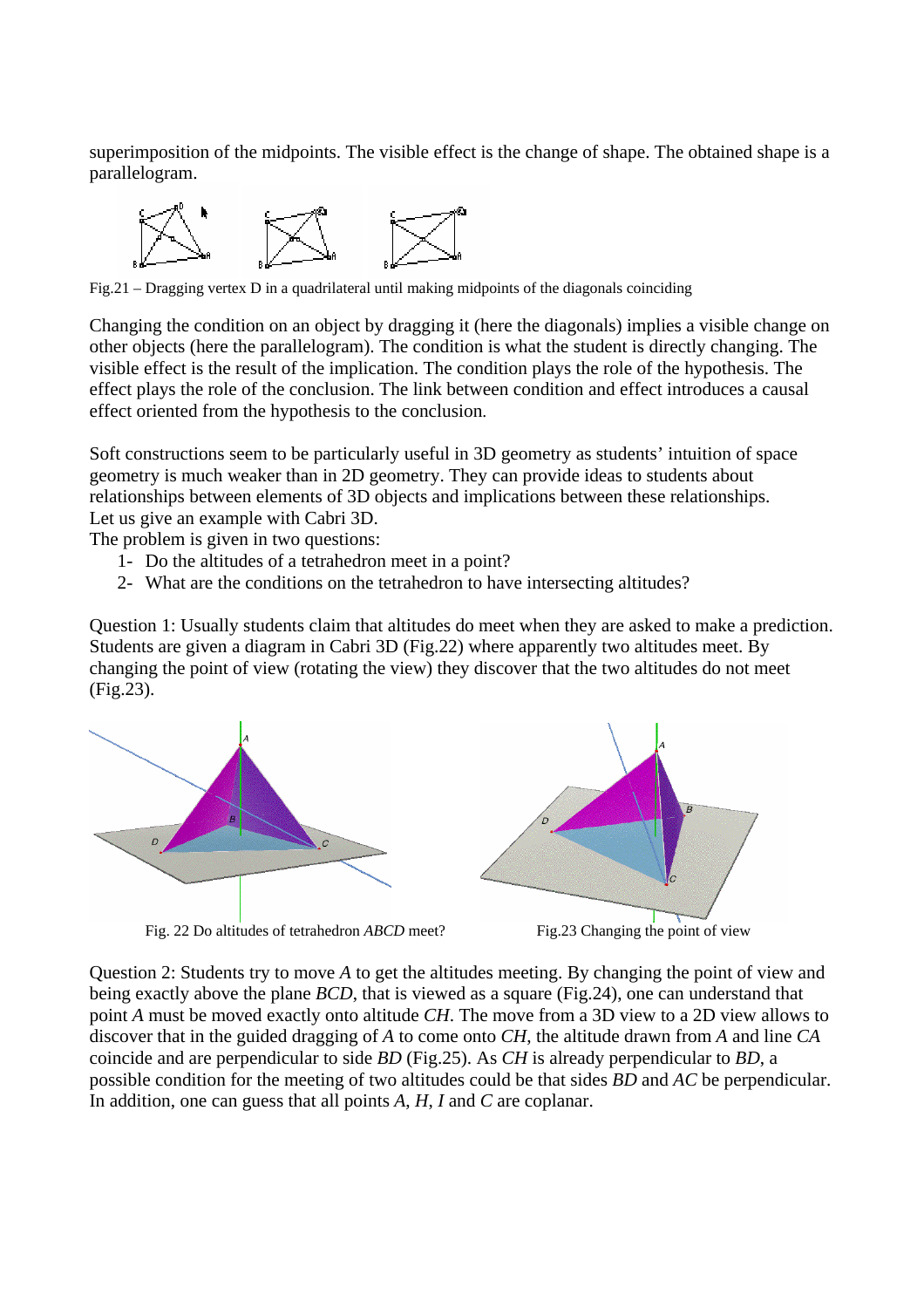superimposition of the midpoints. The visible effect is the change of shape. The obtained shape is a parallelogram.

Fig.21 – Dragging vertex D in a quadrilateral until making midpoints of the diagonals coinciding

Changing the condition on an object by dragging it (here the diagonals) implies a visible change on other objects (here the parallelogram). The condition is what the student is directly changing. The visible effect is the result of the implication. The condition plays the role of the hypothesis. The effect plays the role of the conclusion. The link between condition and effect introduces a causal effect oriented from the hypothesis to the conclusion.

Soft constructions seem to be particularly useful in 3D geometry as students' intuition of space geometry is much weaker than in 2D geometry. They can provide ideas to students about relationships between elements of 3D objects and implications between these relationships.
Let us give an example with Cabri 3D.
The problem is given in two questions:

1- Do the altitudes of a tetrahedron meet in a point?
2- What are the conditions on the tetrahedron to have intersecting altitudes?

Question 1: Usually students claim that altitudes do meet when they are asked to make a prediction. Students are given a diagram in Cabri 3D (Fig.22) where apparently two altitudes meet. By changing the point of view (rotating the view) they discover that the two altitudes do not meet (Fig.23).

Fig. 22 Do altitudes of tetrahedron *ABCD* meet?

Fig.23 Changing the point of view

Question 2: Students try to move *A* to get the altitudes meeting. By changing the point of view and being exactly above the plane *BCD*, that is viewed as a square (Fig.24), one can understand that point *A* must be moved exactly onto altitude *CH*. The move from a 3D view to a 2D view allows to discover that in the guided dragging of *A* to come onto *CH*, the altitude drawn from *A* and line *CA* coincide and are perpendicular to side *BD* (Fig.25). As *CH* is already perpendicular to *BD*, a possible condition for the meeting of two altitudes could be that sides *BD* and *AC* be perpendicular. In addition, one can guess that all points *A*, *H*, *I* and *C* are coplanar.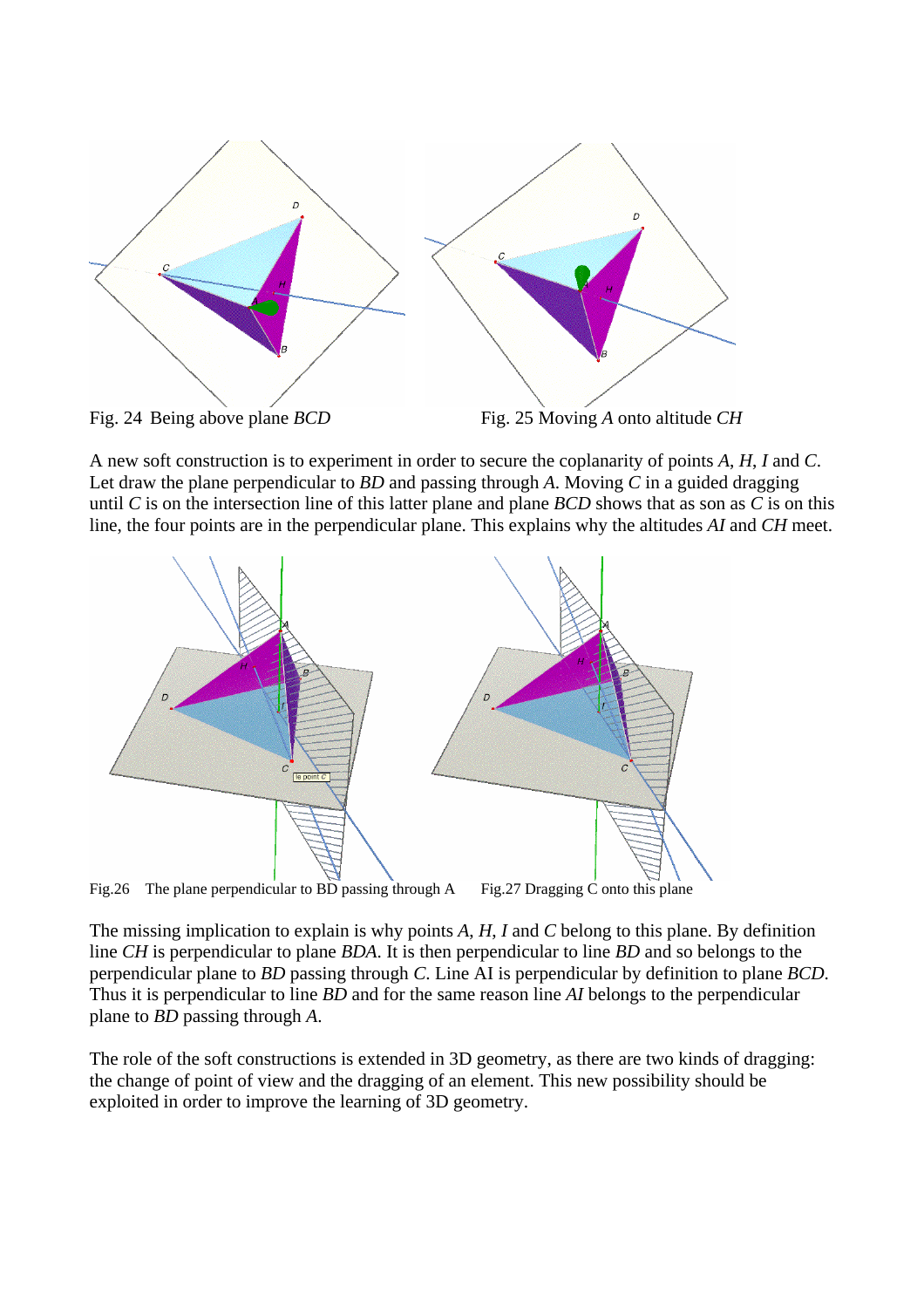Fig. 24 Being above plane *BCD*

Fig. 25 Moving *A* onto altitude *CH*

A new soft construction is to experiment in order to secure the coplanarity of points *A*, *H*, *I* and *C*. Let draw the plane perpendicular to *BD* and passing through *A*. Moving *C* in a guided dragging until *C* is on the intersection line of this latter plane and plane *BCD* shows that as son as *C* is on this line, the four points are in the perpendicular plane. This explains why the altitudes *AI* and *CH* meet.

Fig.26 The plane perpendicular to BD passing through A

Fig.27 Dragging C onto this plane

The missing implication to explain is why points *A*, *H*, *I* and *C* belong to this plane. By definition line *CH* is perpendicular to plane *BDA*. It is then perpendicular to line *BD* and so belongs to the perpendicular plane to *BD* passing through *C*. Line AI is perpendicular by definition to plane *BCD*. Thus it is perpendicular to line *BD* and for the same reason line *AI* belongs to the perpendicular plane to *BD* passing through *A*.

The role of the soft constructions is extended in 3D geometry, as there are two kinds of dragging: the change of point of view and the dragging of an element. This new possibility should be exploited in order to improve the learning of 3D geometry.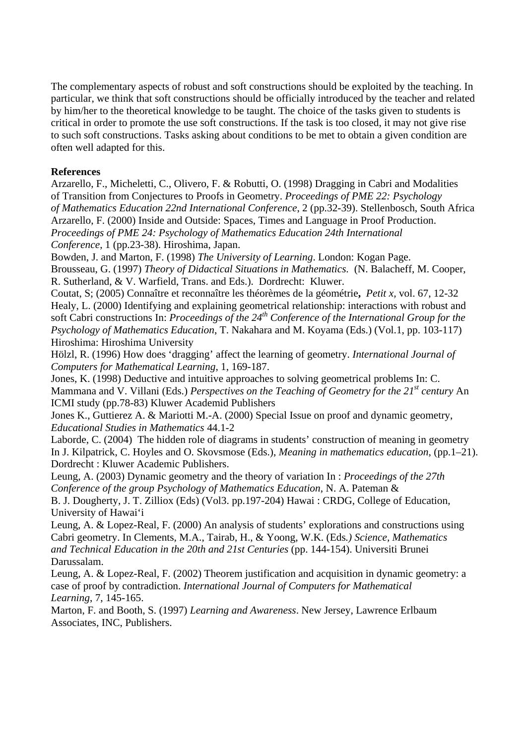The complementary aspects of robust and soft constructions should be exploited by the teaching. In particular, we think that soft constructions should be officially introduced by the teacher and related by him/her to the theoretical knowledge to be taught. The choice of the tasks given to students is critical in order to promote the use soft constructions. If the task is too closed, it may not give rise to such soft constructions. Tasks asking about conditions to be met to obtain a given condition are often well adapted for this.

**References**

Arzarello, F., Micheletti, C., Olivero, F. & Robutti, O. (1998) Dragging in Cabri and Modalities of Transition from Conjectures to Proofs in Geometry. *Proceedings of PME 22: Psychology of Mathematics Education 22nd International Conference*, 2 (pp.32-39). Stellenbosch, South Africa

Arzarello, F. (2000) Inside and Outside: Spaces, Times and Language in Proof Production. *Proceedings of PME 24: Psychology of Mathematics Education 24th International Conference*, 1 (pp.23-38). Hiroshima, Japan.

Bowden, J. and Marton, F. (1998) *The University of Learning*. London: Kogan Page.

Brousseau, G. (1997) *Theory of Didactical Situations in Mathematics.* (N. Balacheff, M. Cooper, R. Sutherland, & V. Warfield, Trans. and Eds.). Dordrecht: Kluwer.

Coutat, S; (2005) Connaître et reconnaître les théorèmes de la géométrie**,** *Petit x,* vol. 67, 12-32

Healy, L. (2000) Identifying and explaining geometrical relationship: interactions with robust and soft Cabri constructions In: *Proceedings of the 24th Conference of the International Group for the Psychology of Mathematics Education*, T. Nakahara and M. Koyama (Eds.) (Vol.1, pp. 103-117) Hiroshima: Hiroshima University

Hölzl, R. (1996) How does 'dragging' affect the learning of geometry. *International Journal of Computers for Mathematical Learning*, 1, 169-187.

Jones, K. (1998) Deductive and intuitive approaches to solving geometrical problems In: C. Mammana and V. Villani (Eds.) *Perspectives on the Teaching of Geometry for the 21st century* An ICMI study (pp.78-83) Kluwer Academid Publishers

Jones K., Guttierez A. & Mariotti M.-A. (2000) Special Issue on proof and dynamic geometry, *Educational Studies in Mathematics* 44.1-2

Laborde, C. (2004) The hidden role of diagrams in students' construction of meaning in geometry In J. Kilpatrick, C. Hoyles and O. Skovsmose (Eds.), *Meaning in mathematics education*, (pp.1–21). Dordrecht : Kluwer Academic Publishers.

Leung, A. (2003) Dynamic geometry and the theory of variation In : *Proceedings of the 27th Conference of the group Psychology of Mathematics Education*, N. A. Pateman & B. J. Dougherty, J. T. Zilliox (Eds) (Vol3. pp.197-204) Hawai : CRDG, College of Education, University of Hawai'i

Leung, A. & Lopez-Real, F. (2000) An analysis of students' explorations and constructions using Cabri geometry. In Clements, M.A., Tairab, H., & Yoong, W.K. (Eds*.) Science, Mathematics and Technical Education in the 20th and 21st Centuries* (pp. 144-154). Universiti Brunei Darussalam.

Leung, A. & Lopez-Real, F. (2002) Theorem justification and acquisition in dynamic geometry: a case of proof by contradiction. *International Journal of Computers for Mathematical Learning*, 7, 145-165.

Marton, F. and Booth, S. (1997) *Learning and Awareness*. New Jersey, Lawrence Erlbaum Associates, INC, Publishers.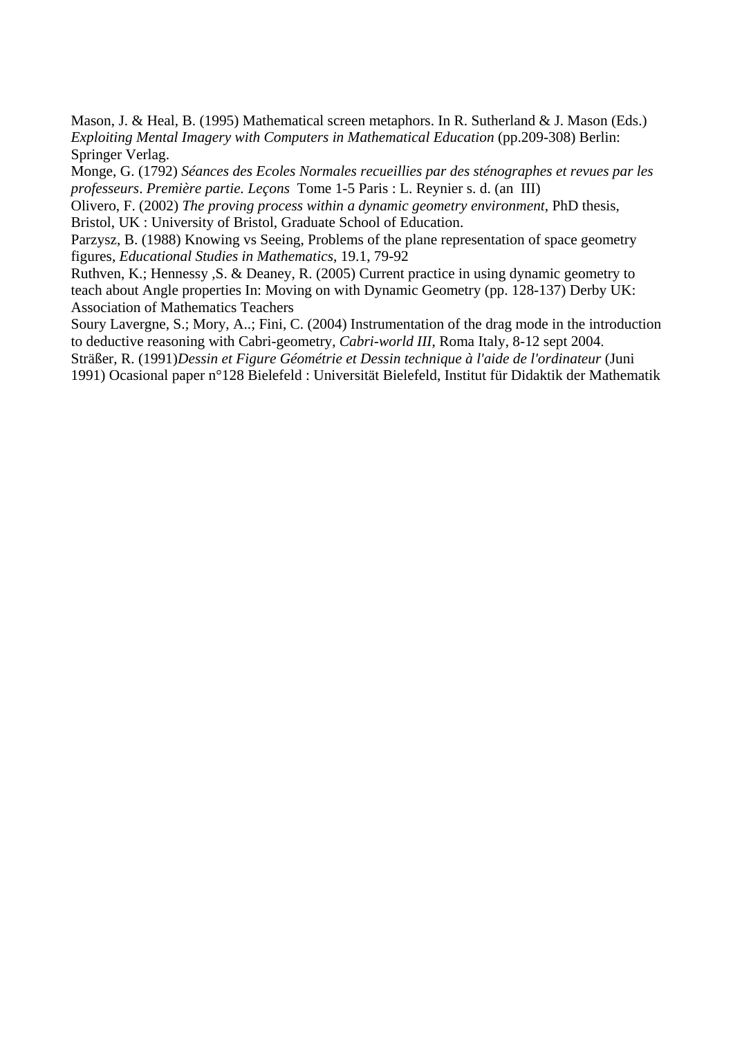Mason, J. & Heal, B. (1995) Mathematical screen metaphors. In R. Sutherland & J. Mason (Eds.) *Exploiting Mental Imagery with Computers in Mathematical Education* (pp.209-308) Berlin: Springer Verlag.

Monge, G. (1792) *Séances des Ecoles Normales recueillies par des sténographes et revues par les professeurs*. *Première partie. Leçons* Tome 1-5 Paris : L. Reynier s. d. (an III)

Olivero, F. (2002) *The proving process within a dynamic geometry environment*, PhD thesis, Bristol, UK : University of Bristol, Graduate School of Education.

Parzysz, B. (1988) Knowing vs Seeing, Problems of the plane representation of space geometry figures, *Educational Studies in Mathematics*, 19.1, 79-92

Ruthven, K.; Hennessy ,S. & Deaney, R. (2005) Current practice in using dynamic geometry to teach about Angle properties In: Moving on with Dynamic Geometry (pp. 128-137) Derby UK: Association of Mathematics Teachers

Soury Lavergne, S.; Mory, A..; Fini, C. (2004) Instrumentation of the drag mode in the introduction to deductive reasoning with Cabri-geometry, *Cabri-world III*, Roma Italy, 8-12 sept 2004.

Sträßer, R. (1991)*Dessin et Figure Géométrie et Dessin technique à l'aide de l'ordinateur* (Juni 1991) Ocasional paper n°128 Bielefeld : Universität Bielefeld, Institut für Didaktik der Mathematik